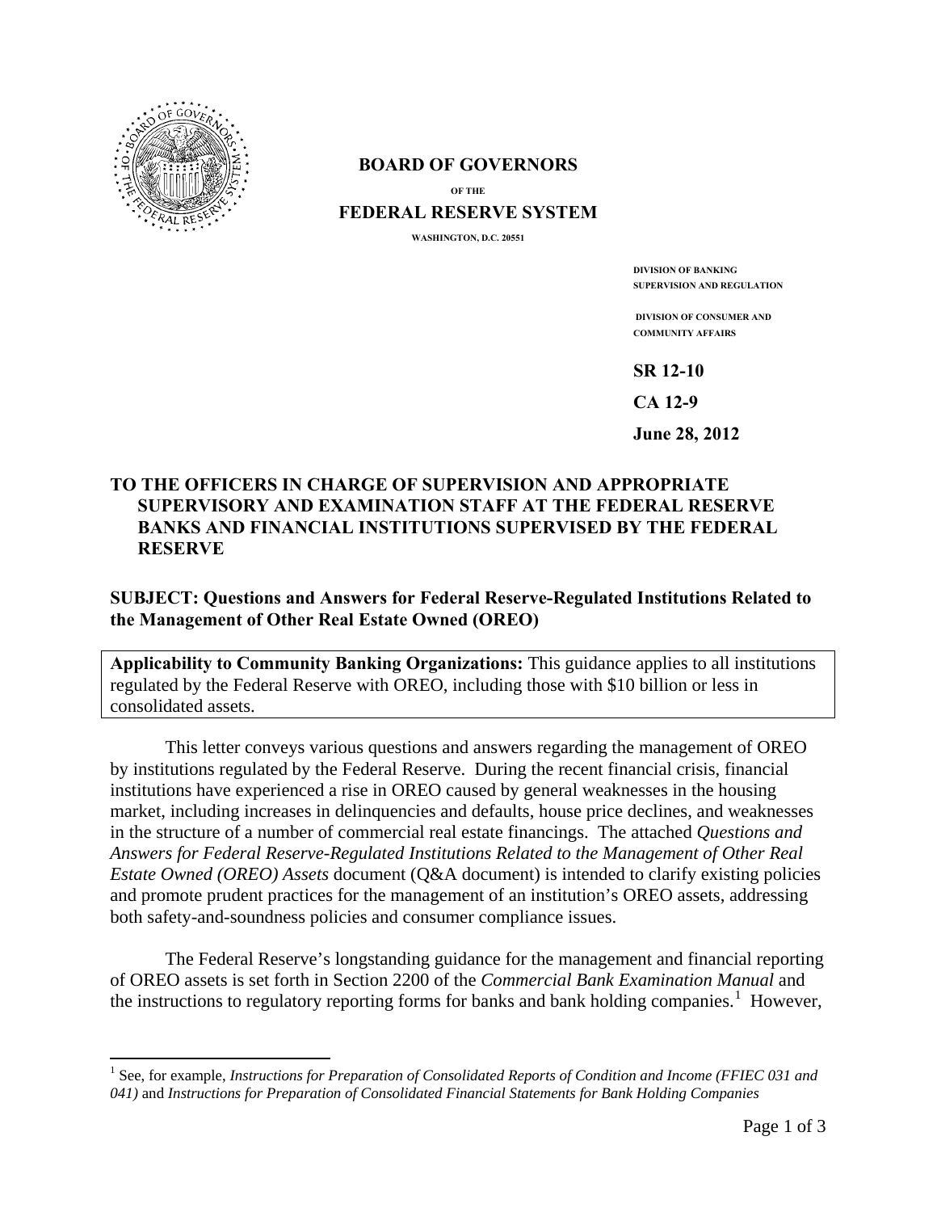# BOARD OF GOVERNORS

OF THE

# FEDERAL RESERVE SYSTEM

WASHINGTON, D.C. 20551

DIVISION OF BANKING SUPERVISION AND REGULATION

DIVISION OF CONSUMER AND COMMUNITY AFFAIRS

**SR 12-10**

**CA 12-9**

**June 28, 2012**

**TO THE OFFICERS IN CHARGE OF SUPERVISION AND APPROPRIATE SUPERVISORY AND EXAMINATION STAFF AT THE FEDERAL RESERVE BANKS AND FINANCIAL INSTITUTIONS SUPERVISED BY THE FEDERAL RESERVE**

**SUBJECT: Questions and Answers for Federal Reserve-Regulated Institutions Related to the Management of Other Real Estate Owned (OREO)**

**Applicability to Community Banking Organizations:** This guidance applies to all institutions regulated by the Federal Reserve with OREO, including those with $10 billion or less in consolidated assets.

This letter conveys various questions and answers regarding the management of OREO by institutions regulated by the Federal Reserve. During the recent financial crisis, financial institutions have experienced a rise in OREO caused by general weaknesses in the housing market, including increases in delinquencies and defaults, house price declines, and weaknesses in the structure of a number of commercial real estate financings. The attached *Questions and Answers for Federal Reserve-Regulated Institutions Related to the Management of Other Real Estate Owned (OREO) Assets* document (Q&A document) is intended to clarify existing policies and promote prudent practices for the management of an institution's OREO assets, addressing both safety-and-soundness policies and consumer compliance issues.

The Federal Reserve's longstanding guidance for the management and financial reporting of OREO assets is set forth in Section 2200 of the *Commercial Bank Examination Manual* and the instructions to regulatory reporting forms for banks and bank holding companies.[1] However,

[1] See, for example, *Instructions for Preparation of Consolidated Reports of Condition and Income (FFIEC 031 and 041)* and *Instructions for Preparation of Consolidated Financial Statements for Bank Holding Companies*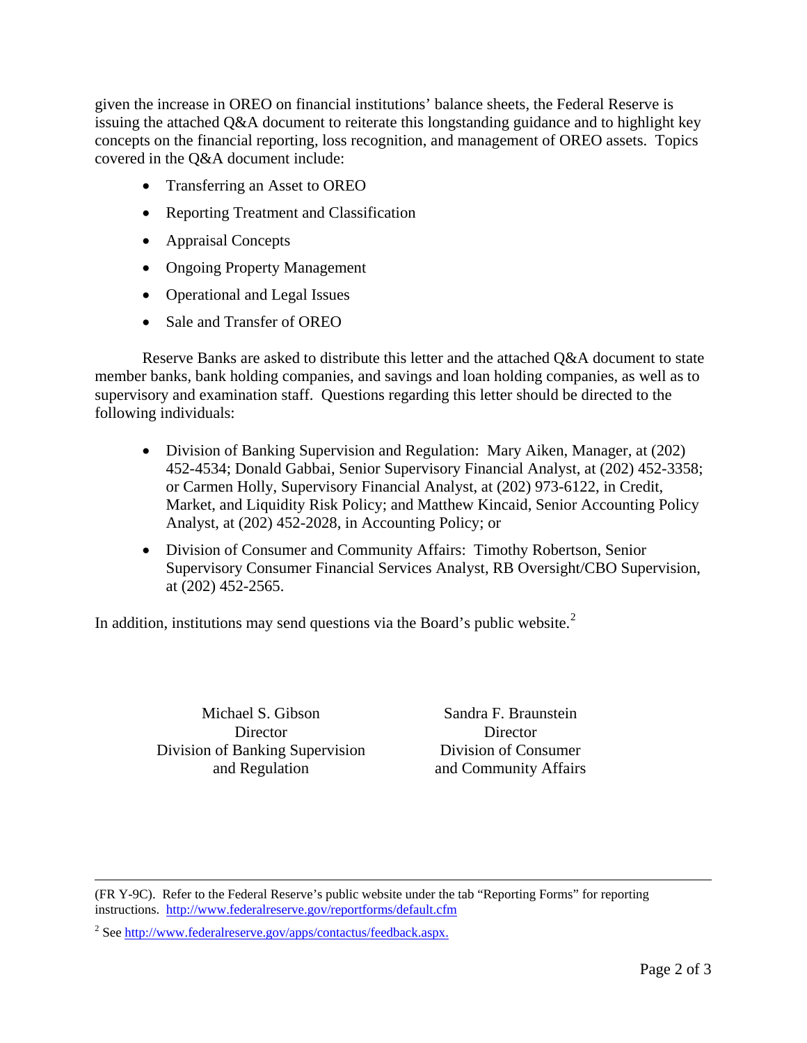given the increase in OREO on financial institutions' balance sheets, the Federal Reserve is issuing the attached Q&A document to reiterate this longstanding guidance and to highlight key concepts on the financial reporting, loss recognition, and management of OREO assets. Topics covered in the Q&A document include:

- Transferring an Asset to OREO
- Reporting Treatment and Classification
- Appraisal Concepts
- Ongoing Property Management
- Operational and Legal Issues
- Sale and Transfer of OREO

Reserve Banks are asked to distribute this letter and the attached Q&A document to state member banks, bank holding companies, and savings and loan holding companies, as well as to supervisory and examination staff. Questions regarding this letter should be directed to the following individuals:

- Division of Banking Supervision and Regulation: Mary Aiken, Manager, at (202) 452-4534; Donald Gabbai, Senior Supervisory Financial Analyst, at (202) 452-3358; or Carmen Holly, Supervisory Financial Analyst, at (202) 973-6122, in Credit, Market, and Liquidity Risk Policy; and Matthew Kincaid, Senior Accounting Policy Analyst, at (202) 452-2028, in Accounting Policy; or
- Division of Consumer and Community Affairs: Timothy Robertson, Senior Supervisory Consumer Financial Services Analyst, RB Oversight/CBO Supervision, at (202) 452-2565.

In addition, institutions may send questions via the Board's public website.[2]

Michael S. Gibson
Director
Division of Banking Supervision
and Regulation

Sandra F. Braunstein
Director
Division of Consumer
and Community Affairs

---

(FR Y-9C). Refer to the Federal Reserve's public website under the tab "Reporting Forms" for reporting instructions. http://www.federalreserve.gov/reportforms/default.cfm

[2] See http://www.federalreserve.gov/apps/contactus/feedback.aspx.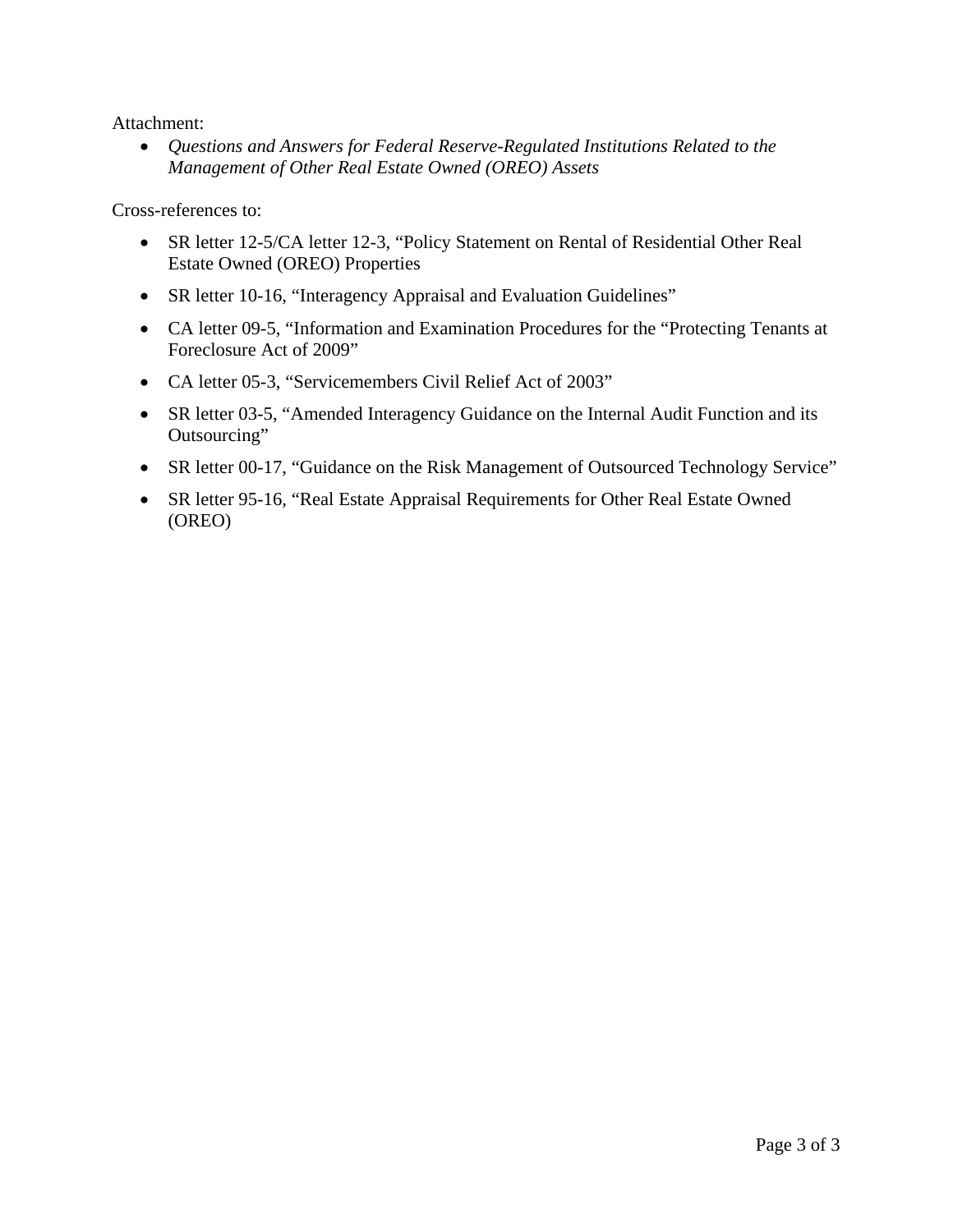Attachment:

- *Questions and Answers for Federal Reserve-Regulated Institutions Related to the Management of Other Real Estate Owned (OREO) Assets*

Cross-references to:

- SR letter 12-5/CA letter 12-3, "Policy Statement on Rental of Residential Other Real Estate Owned (OREO) Properties
- SR letter 10-16, "Interagency Appraisal and Evaluation Guidelines"
- CA letter 09-5, "Information and Examination Procedures for the "Protecting Tenants at Foreclosure Act of 2009"
- CA letter 05-3, "Servicemembers Civil Relief Act of 2003"
- SR letter 03-5, "Amended Interagency Guidance on the Internal Audit Function and its Outsourcing"
- SR letter 00-17, "Guidance on the Risk Management of Outsourced Technology Service"
- SR letter 95-16, "Real Estate Appraisal Requirements for Other Real Estate Owned (OREO)